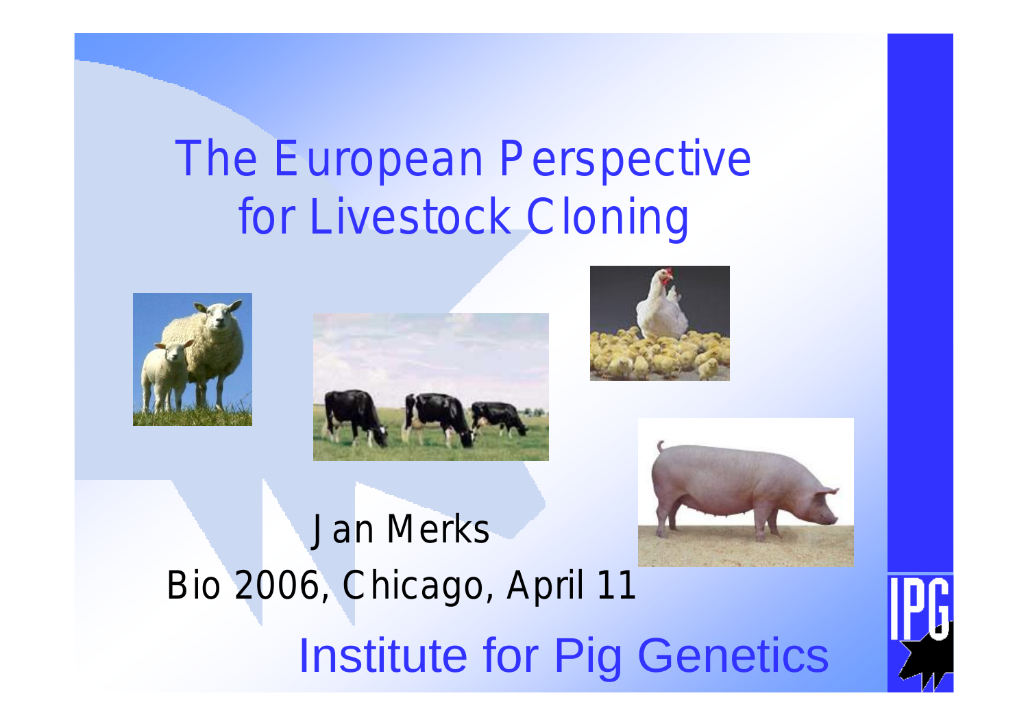# The European Perspective for Livestock Cloning

Jan Merks

Bio 2006, Chicago, April 11

Institute for Pig Genetics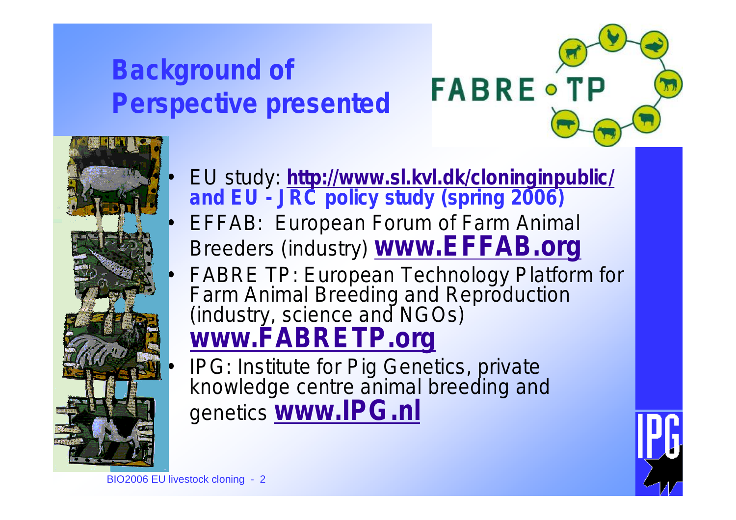# Background of Perspective presented

- EU study: **http://www.sl.kvl.dk/cloninginpublic/ and EU - JRC policy study (spring 2006)**
- EFFAB: European Forum of Farm Animal Breeders (industry) **www.EFFAB.org**
- FABRE TP: European Technology Platform for Farm Animal Breeding and Reproduction (industry, science and NGOs) **www.FABRETP.org**
- IPG: Institute for Pig Genetics, private knowledge centre animal breeding and genetics **www.IPG.nl**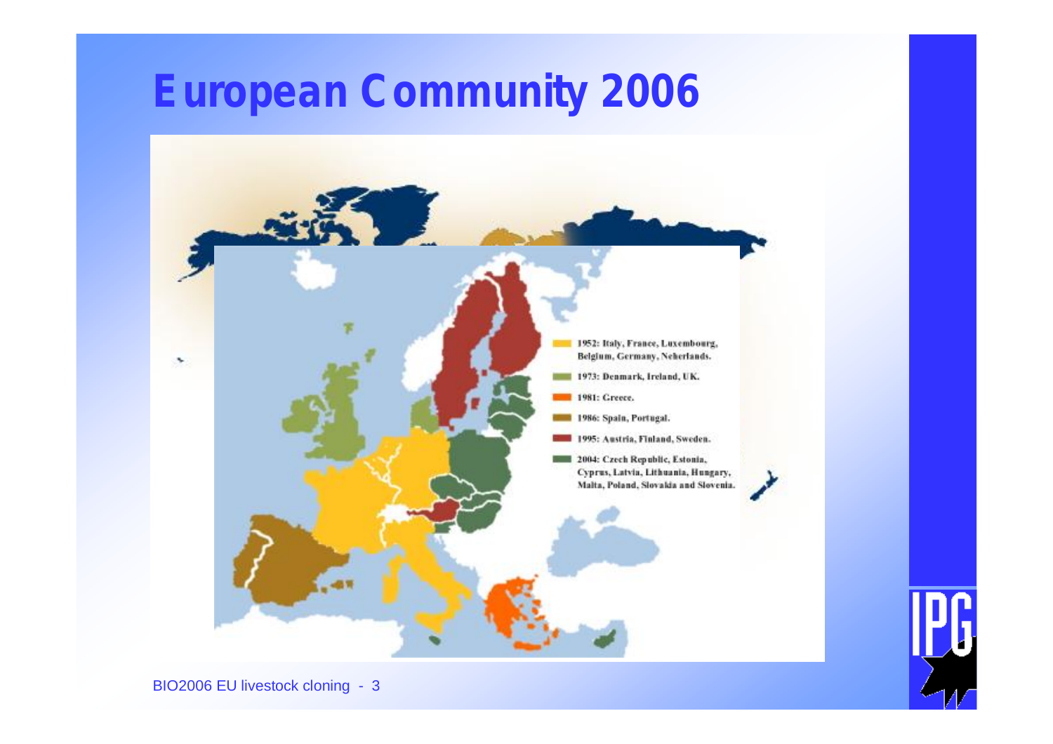# European Community 2006

- 1952: Italy, France, Luxembourg, Belgium, Germany, Neherlands.
- 1973: Denmark, Ireland, UK.
- 1981: Greece.
- 1986: Spain, Portugal.
- 1995: Austria, Finland, Sweden.
- 2004: Czech Republic, Estonia, Cyprus, Latvia, Lithuania, Hungary, Malta, Poland, Slovakia and Slovenia.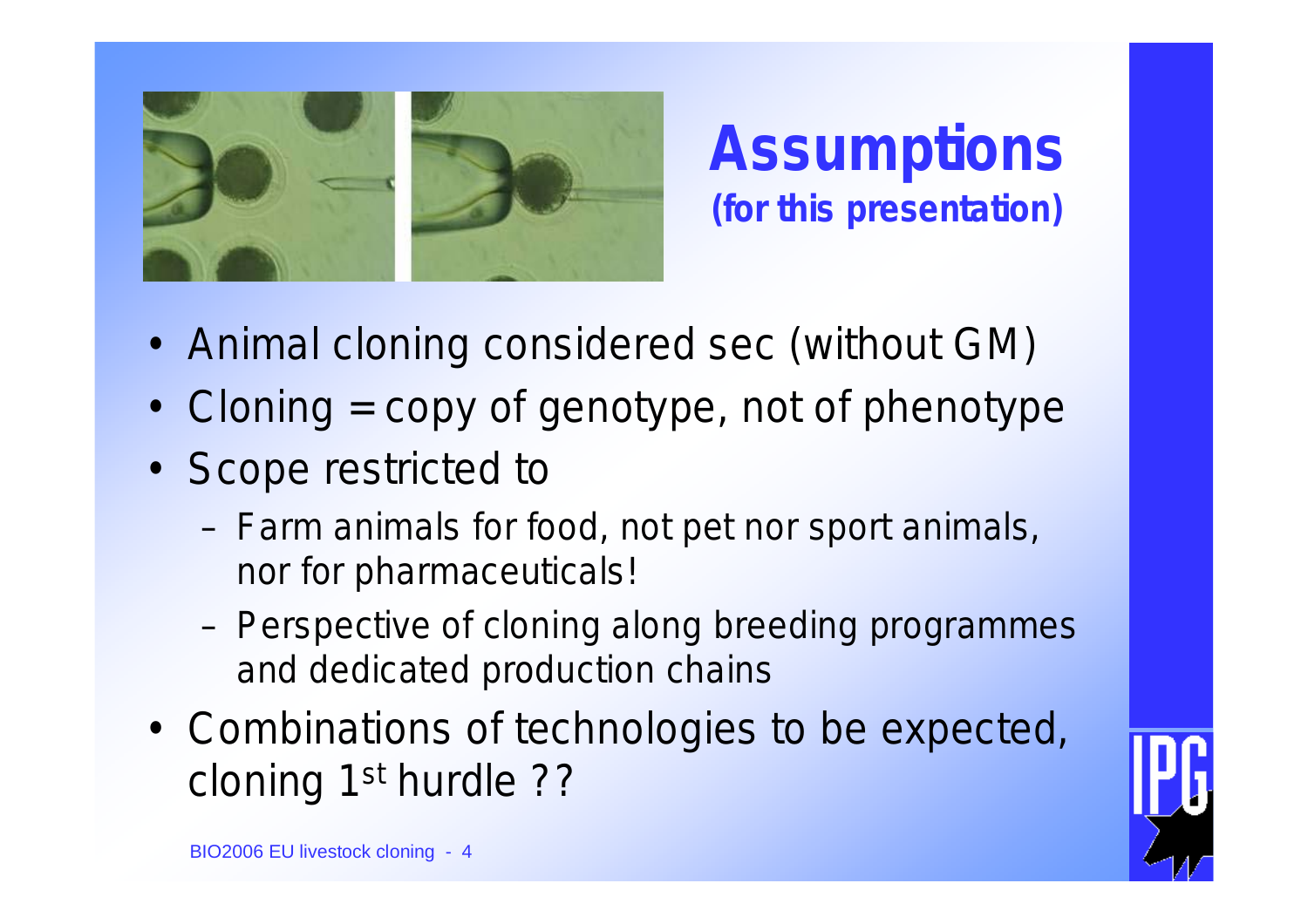# Assumptions

**(for this presentation)**

- Animal cloning considered sec (without GM)
- Cloning = copy of genotype, not of phenotype
- Scope restricted to
  - Farm animals for food, not pet nor sport animals, nor for pharmaceuticals!
  - Perspective of cloning along breeding programmes and dedicated production chains
- Combinations of technologies to be expected, cloning 1st hurdle ??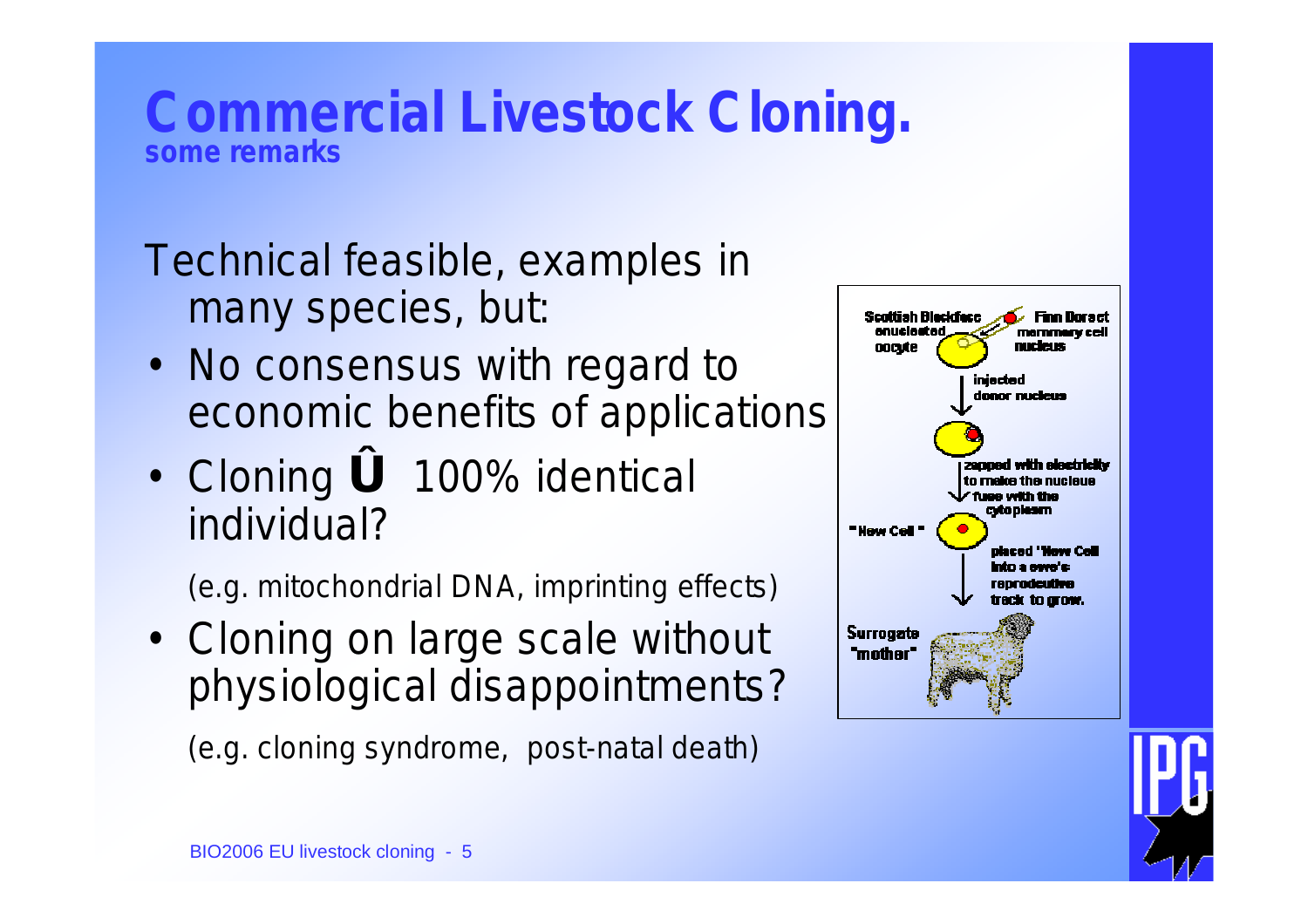# Commercial Livestock Cloning.

**some remarks**

Technical feasible, examples in many species, but:

- No consensus with regard to economic benefits of applications
- Cloning Û 100% identical individual?

  (e.g. mitochondrial DNA, imprinting effects)

- Cloning on large scale without physiological disappointments?

  (e.g. cloning syndrome, post-natal death)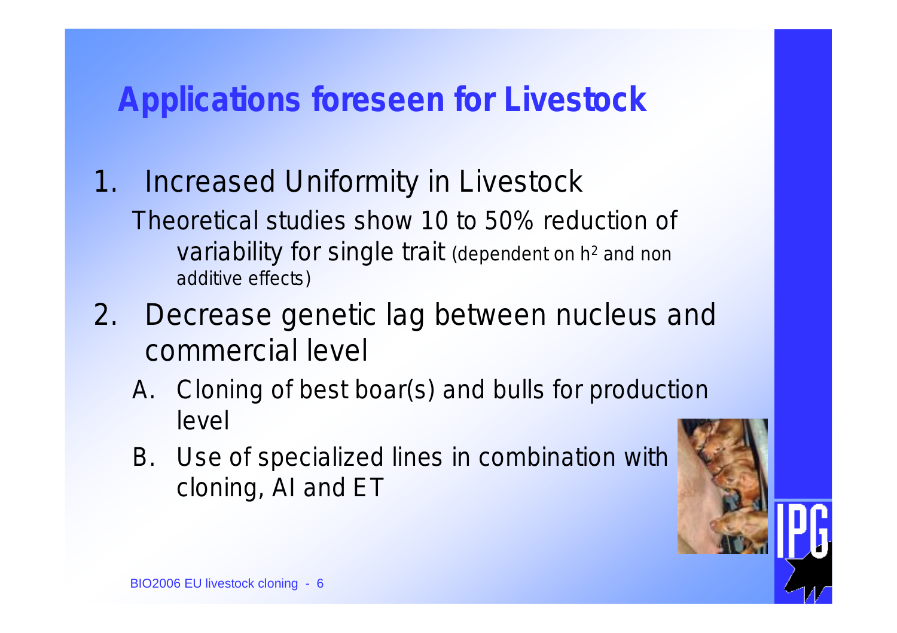# Applications foreseen for Livestock

1. Increased Uniformity in Livestock

   Theoretical studies show 10 to 50% reduction of variability for single trait (dependent on $h^2$ and non additive effects)

2. Decrease genetic lag between nucleus and commercial level

   A. Cloning of best boar(s) and bulls for production level

   B. Use of specialized lines in combination with cloning, AI and ET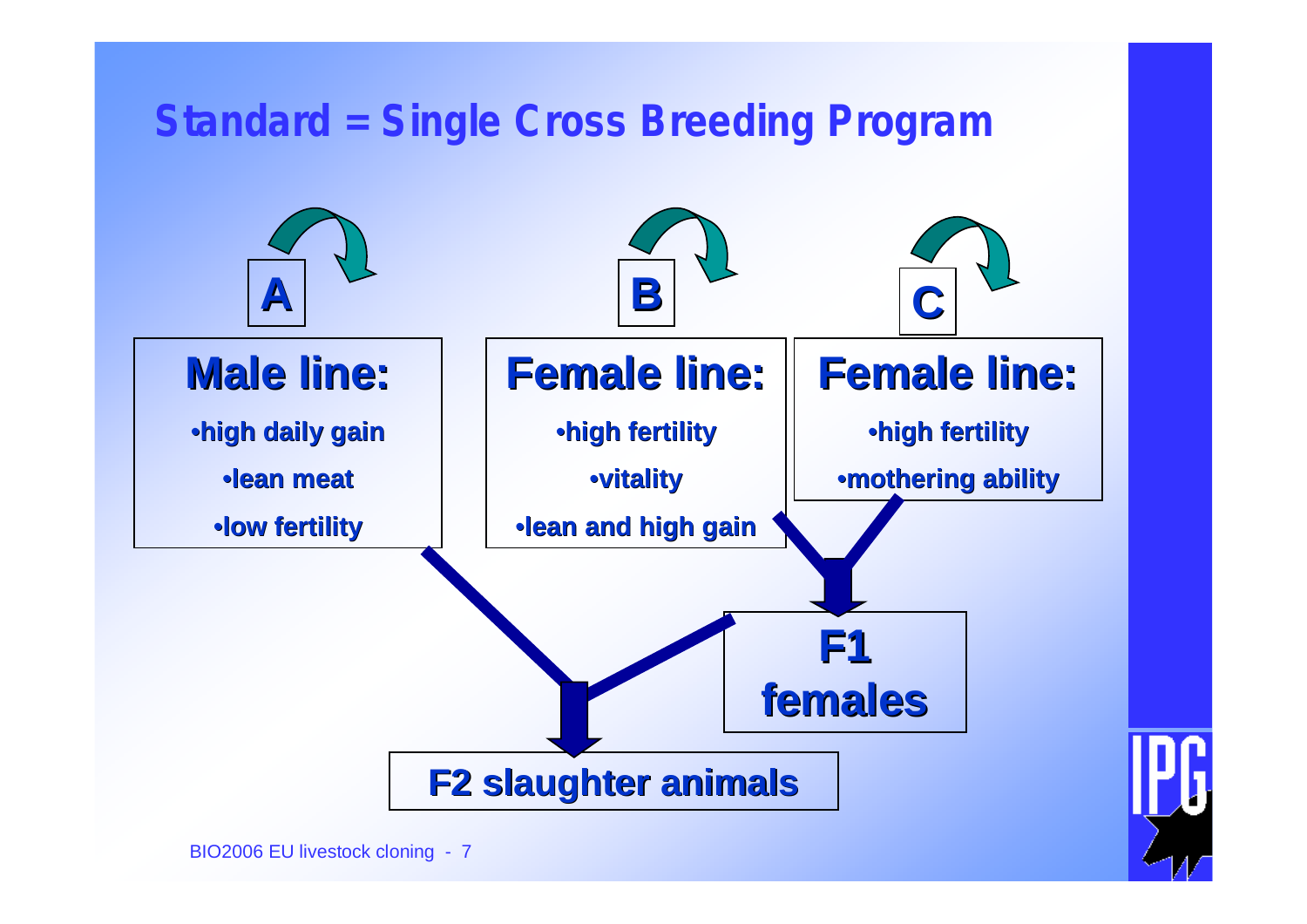# Standard = Single Cross Breeding Program

**A**

## Male line:

- high daily gain
- lean meat
- low fertility

**B**

## Female line:

- high fertility
- vitality
- lean and high gain

**C**

## Female line:

- high fertility
- mothering ability

**F1 females**

**F2 slaughter animals**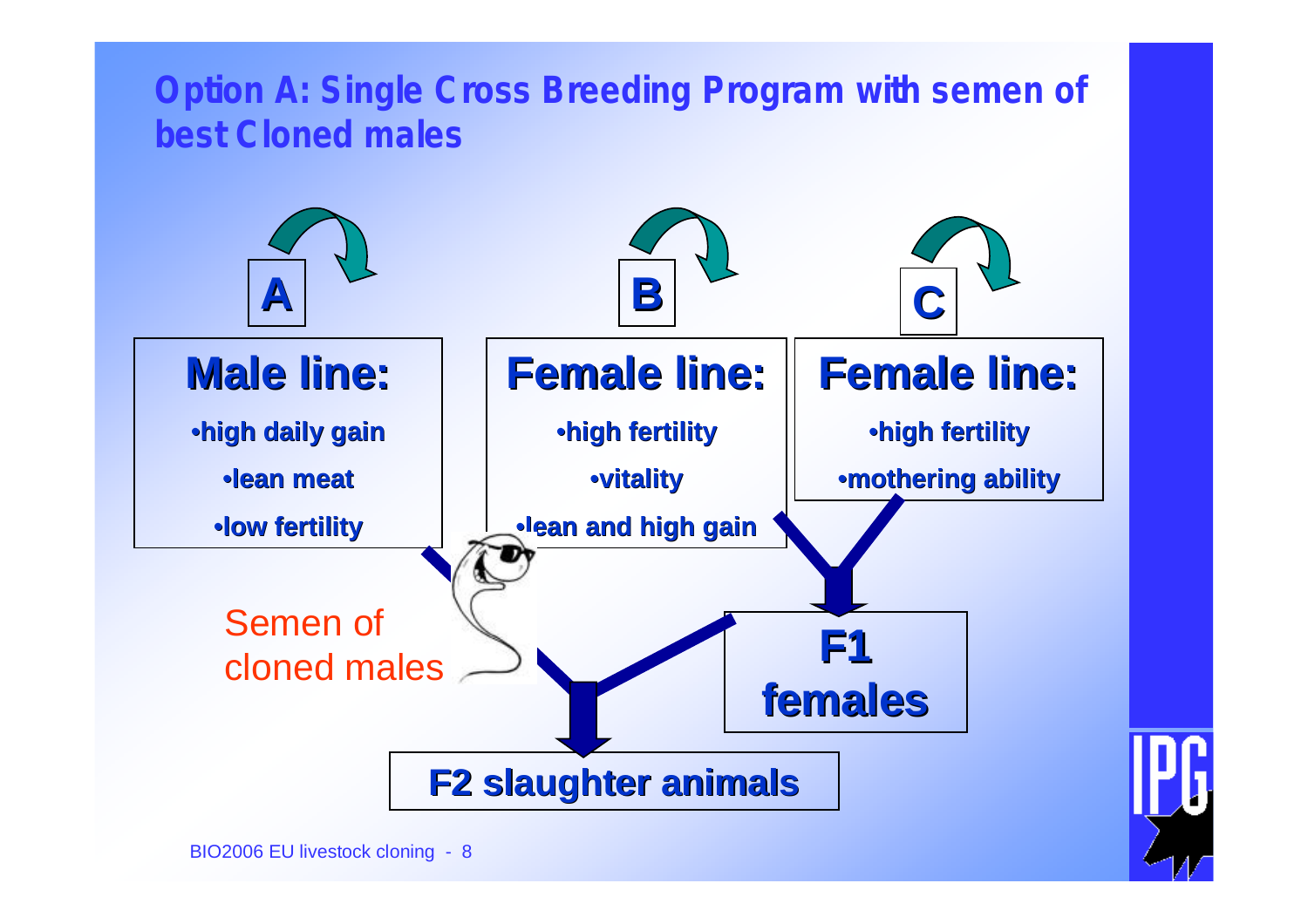# Option A: Single Cross Breeding Program with semen of best Cloned males

**A**

**Male line:**

- **high daily gain**
- **lean meat**
- **low fertility**

**B**

**Female line:**

- **high fertility**
- **vitality**
- **lean and high gain**

**C**

**Female line:**

- **high fertility**
- **mothering ability**

Semen of cloned males

**F1 females**

**F2 slaughter animals**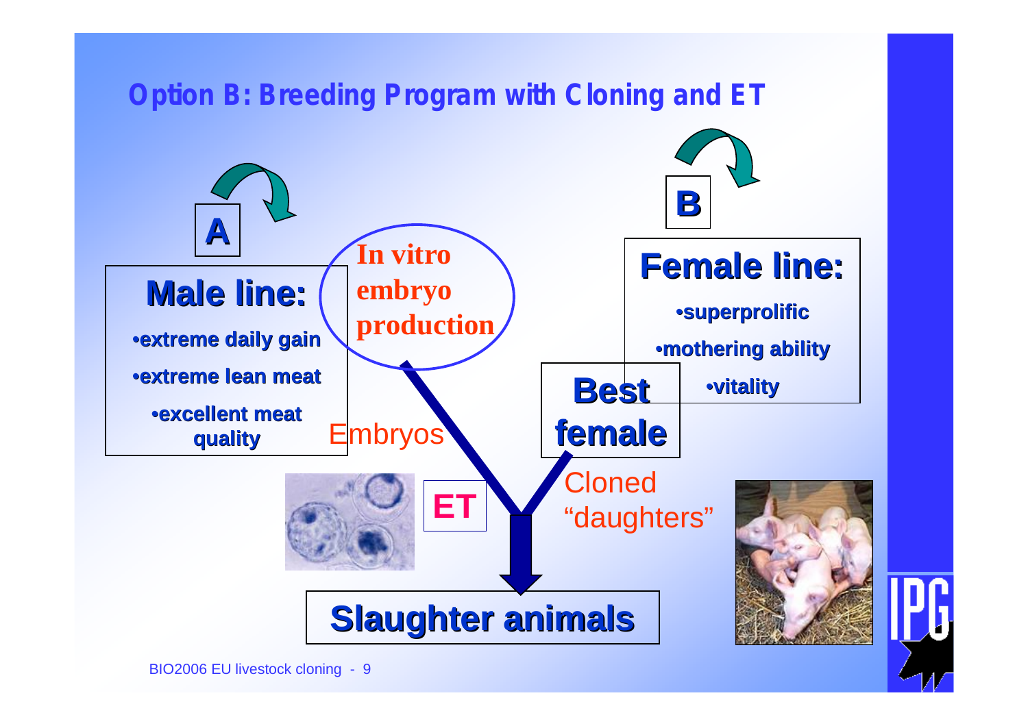## Option B: Breeding Program with Cloning and ET

A

**Male line:**

- extreme daily gain
- extreme lean meat
- excellent meat quality

In vitro embryo production

Embryos

ET

B

**Female line:**

- superprolific
- mothering ability
- vitality

**Best female**

Cloned "daughters"

**Slaughter animals**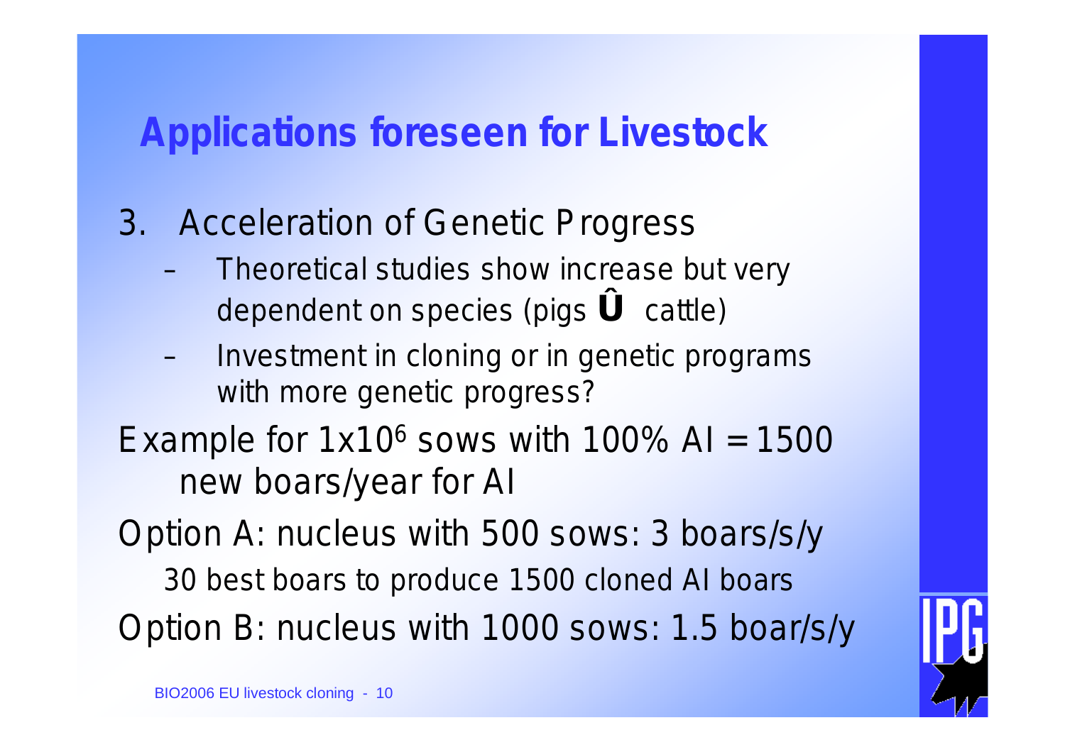# Applications foreseen for Livestock

3. Acceleration of Genetic Progress
   - Theoretical studies show increase but very dependent on species (pigs Û cattle)
   - Investment in cloning or in genetic programs with more genetic progress?

Example for $1 \times 10^6$ sows with 100% AI = 1500 new boars/year for AI

Option A: nucleus with 500 sows: 3 boars/s/y

30 best boars to produce 1500 cloned AI boars

Option B: nucleus with 1000 sows: 1.5 boar/s/y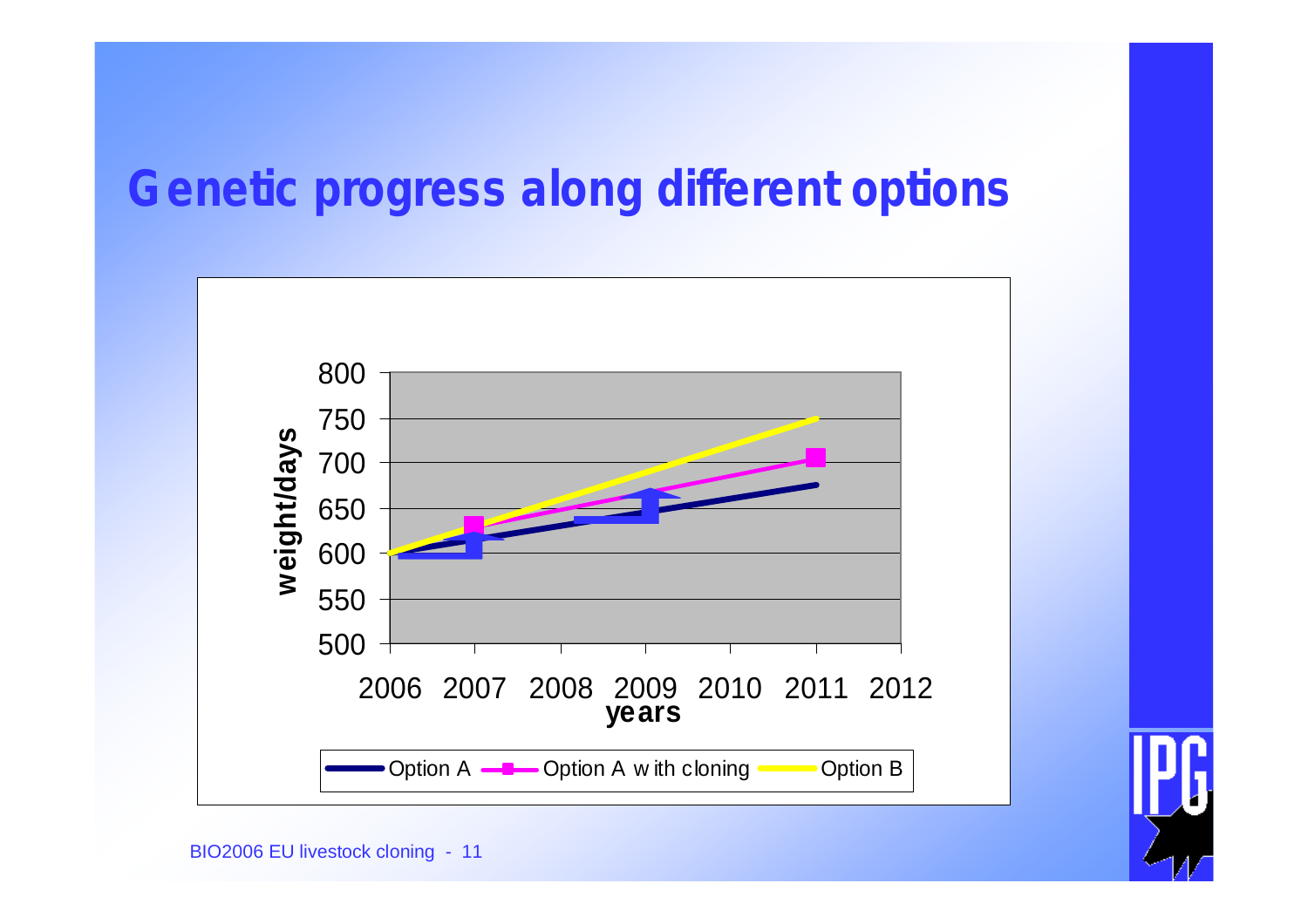# Genetic progress along different options

weight/days

800
750
700
650
600
550
500

2006 2007 2008 2009 2010 2011 2012

years

Option A — Option A with cloning — Option B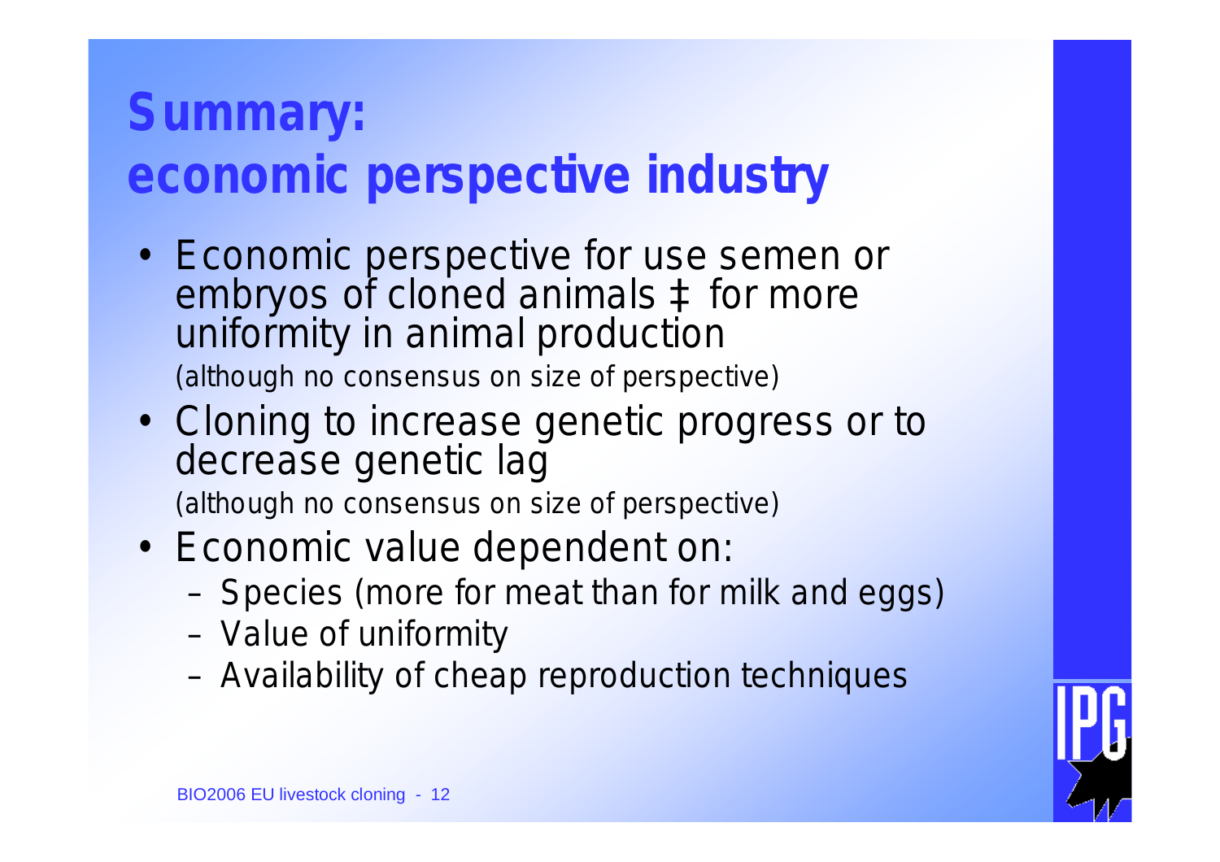# Summary: economic perspective industry

- Economic perspective for use semen or embryos of cloned animals ‡ for more uniformity in animal production
  (although no consensus on size of perspective)
- Cloning to increase genetic progress or to decrease genetic lag
  (although no consensus on size of perspective)
- Economic value dependent on:
  - Species (more for meat than for milk and eggs)
  - Value of uniformity
  - Availability of cheap reproduction techniques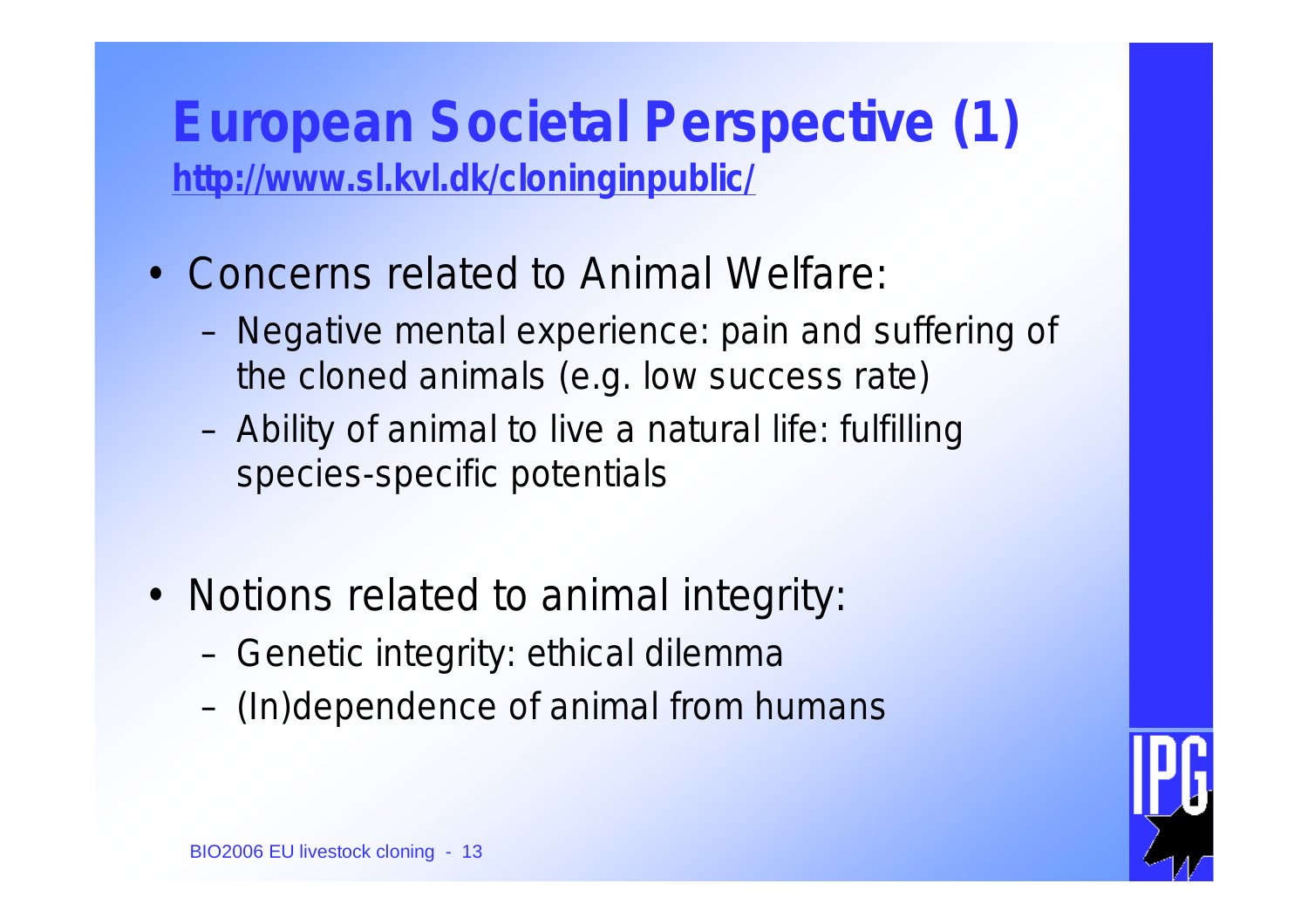# European Societal Perspective (1)

http://www.sl.kvl.dk/cloninginpublic/

- Concerns related to Animal Welfare:
  - Negative mental experience: pain and suffering of the cloned animals (e.g. low success rate)
  - Ability of animal to live a natural life: fulfilling species-specific potentials

- Notions related to animal integrity:
  - Genetic integrity: ethical dilemma
  - (In)dependence of animal from humans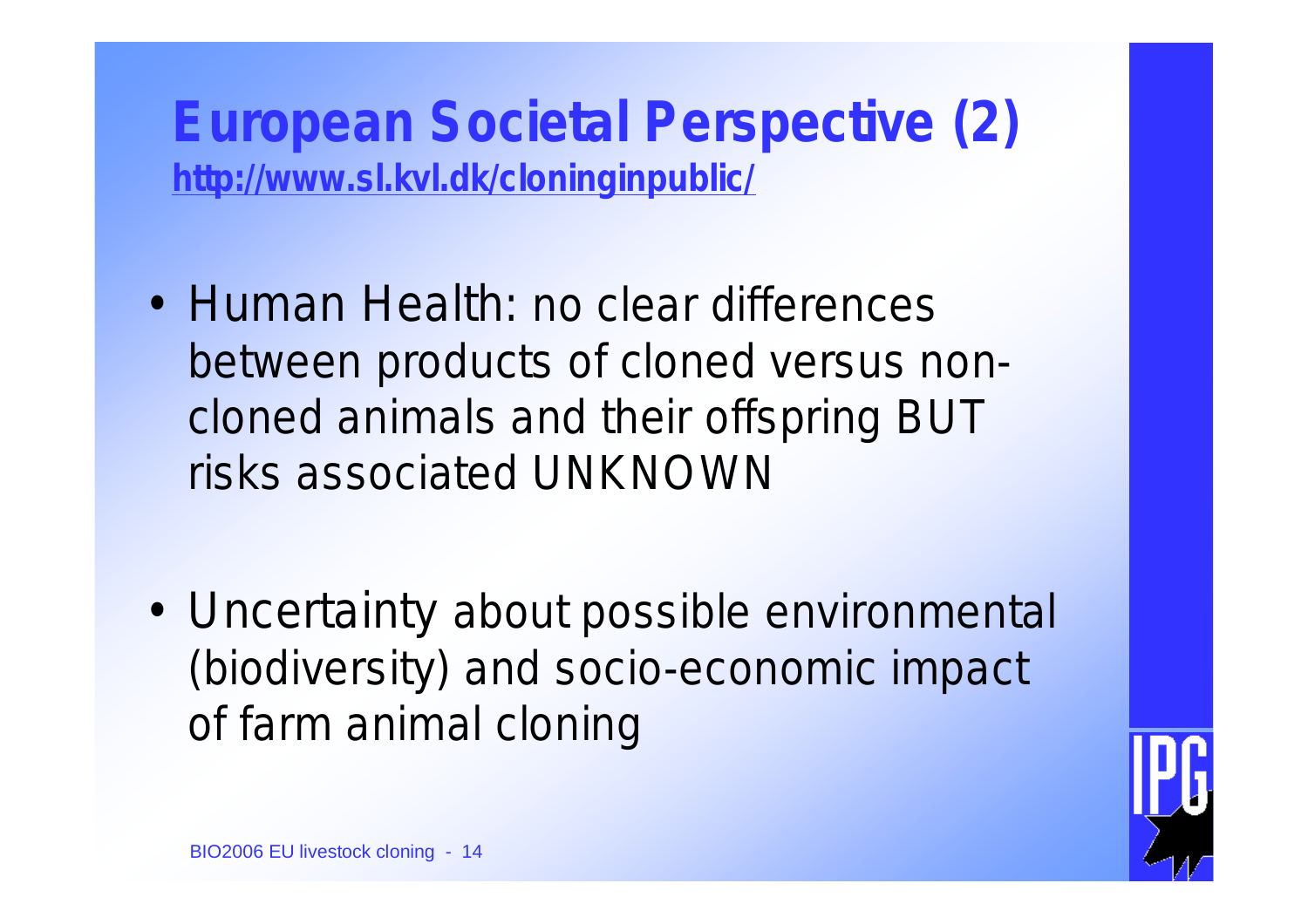# European Societal Perspective (2)

http://www.sl.kvl.dk/cloninginpublic/

- Human Health: no clear differences between products of cloned versus non-cloned animals and their offspring BUT risks associated UNKNOWN

- Uncertainty about possible environmental (biodiversity) and socio-economic impact of farm animal cloning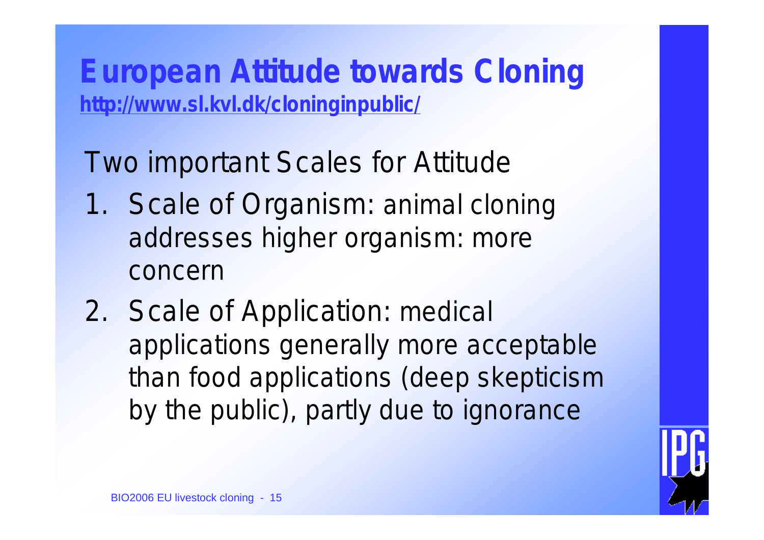# European Attitude towards Cloning

**http://www.sl.kvl.dk/cloninginpublic/**

Two important Scales for Attitude

1. Scale of Organism: animal cloning addresses higher organism: more concern
2. Scale of Application: medical applications generally more acceptable than food applications (deep skepticism by the public), partly due to ignorance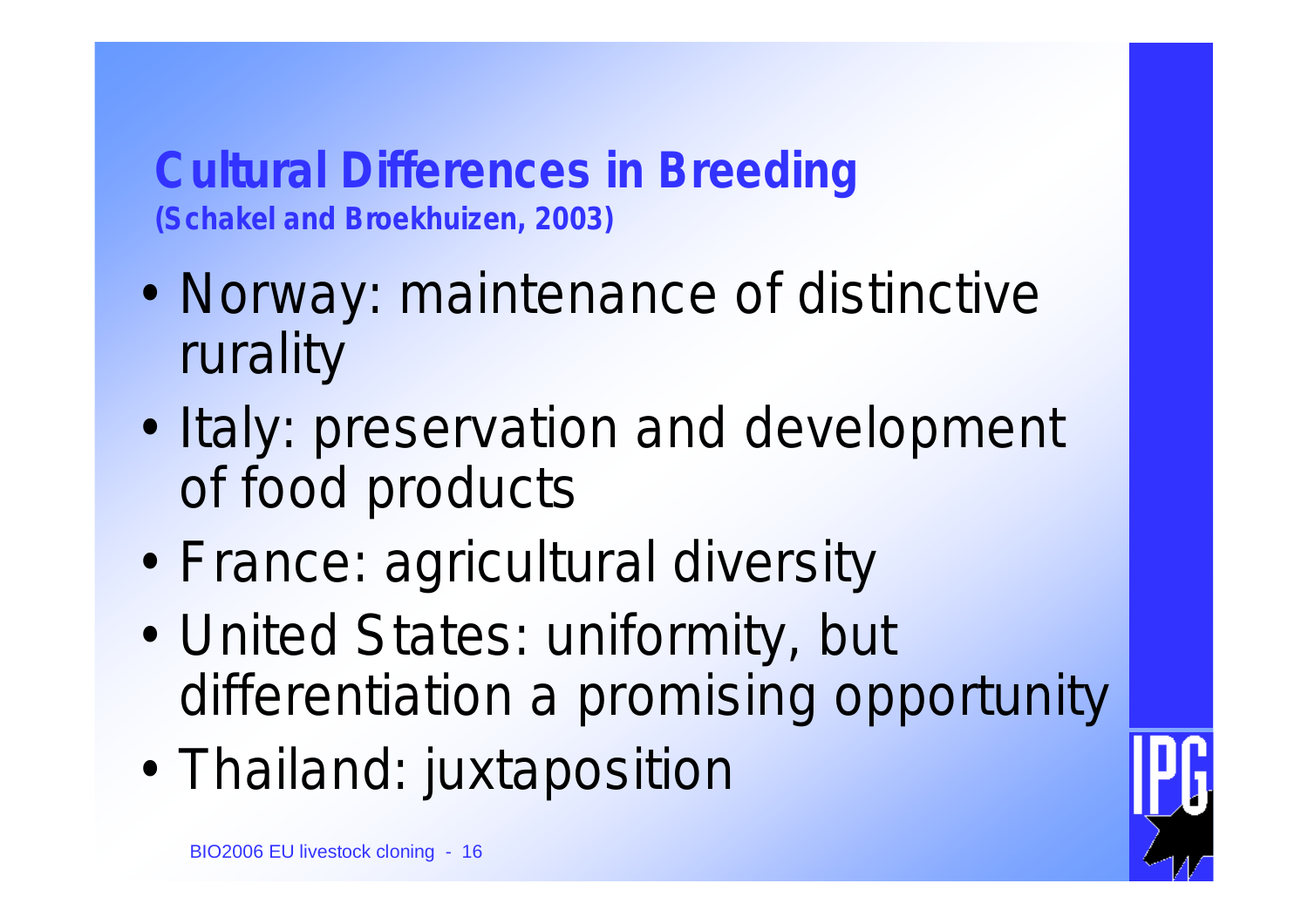# Cultural Differences in Breeding

**(Schakel and Broekhuizen, 2003)**

- Norway: maintenance of distinctive rurality
- Italy: preservation and development of food products
- France: agricultural diversity
- United States: uniformity, but differentiation a promising opportunity
- Thailand: juxtaposition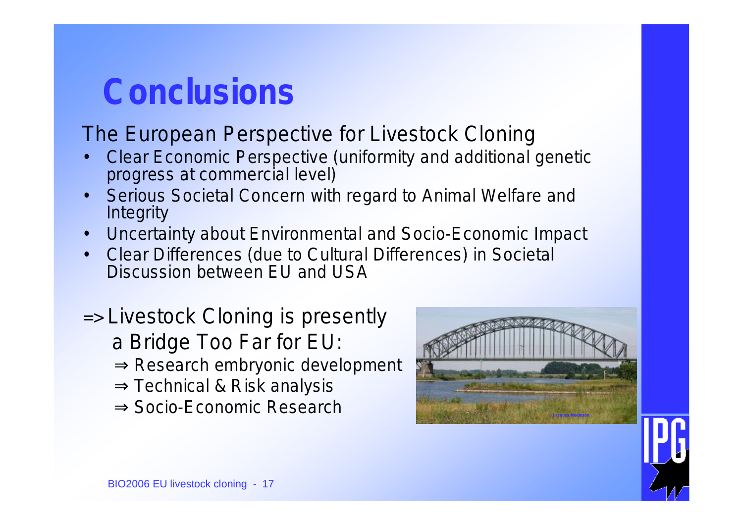# Conclusions

The European Perspective for Livestock Cloning

- Clear Economic Perspective (uniformity and additional genetic progress at commercial level)
- Serious Societal Concern with regard to Animal Welfare and Integrity
- Uncertainty about Environmental and Socio-Economic Impact
- Clear Differences (due to Cultural Differences) in Societal Discussion between EU and USA

=> Livestock Cloning is presently a Bridge Too Far for EU:

⇒ Research embryonic development

⇒ Technical & Risk analysis

⇒ Socio-Economic Research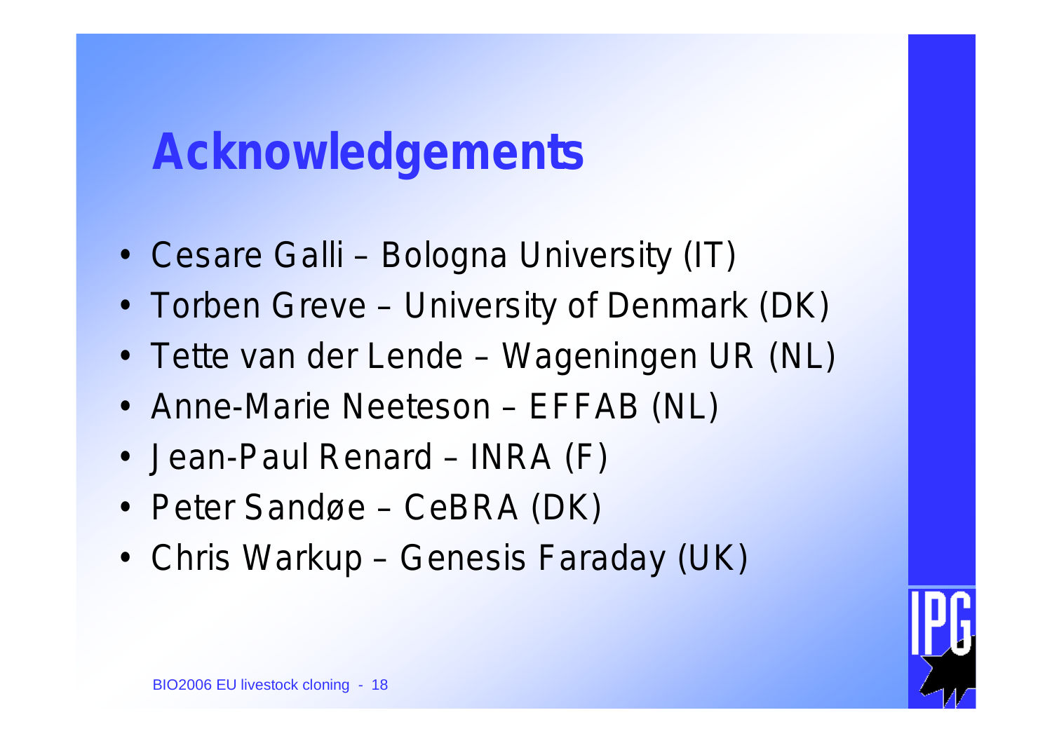# Acknowledgements

- Cesare Galli – Bologna University (IT)
- Torben Greve – University of Denmark (DK)
- Tette van der Lende – Wageningen UR (NL)
- Anne-Marie Neeteson – EFFAB (NL)
- Jean-Paul Renard – INRA (F)
- Peter Sandøe – CeBRA (DK)
- Chris Warkup – Genesis Faraday (UK)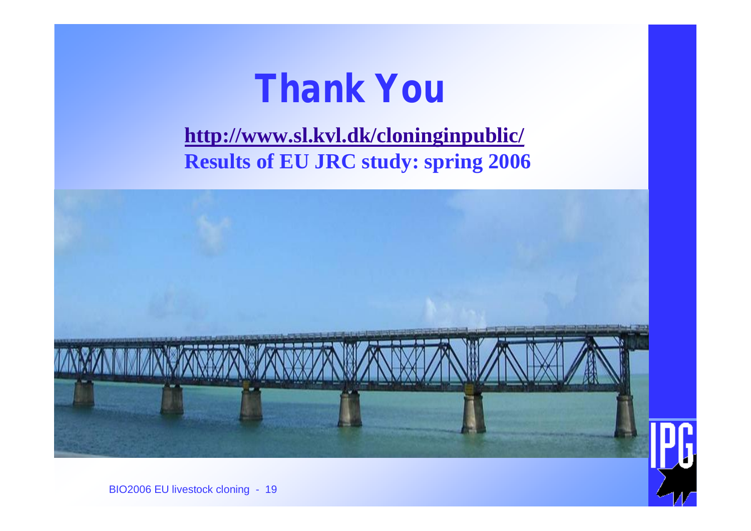# Thank You

**http://www.sl.kvl.dk/cloninginpublic/**

**Results of EU JRC study: spring 2006**